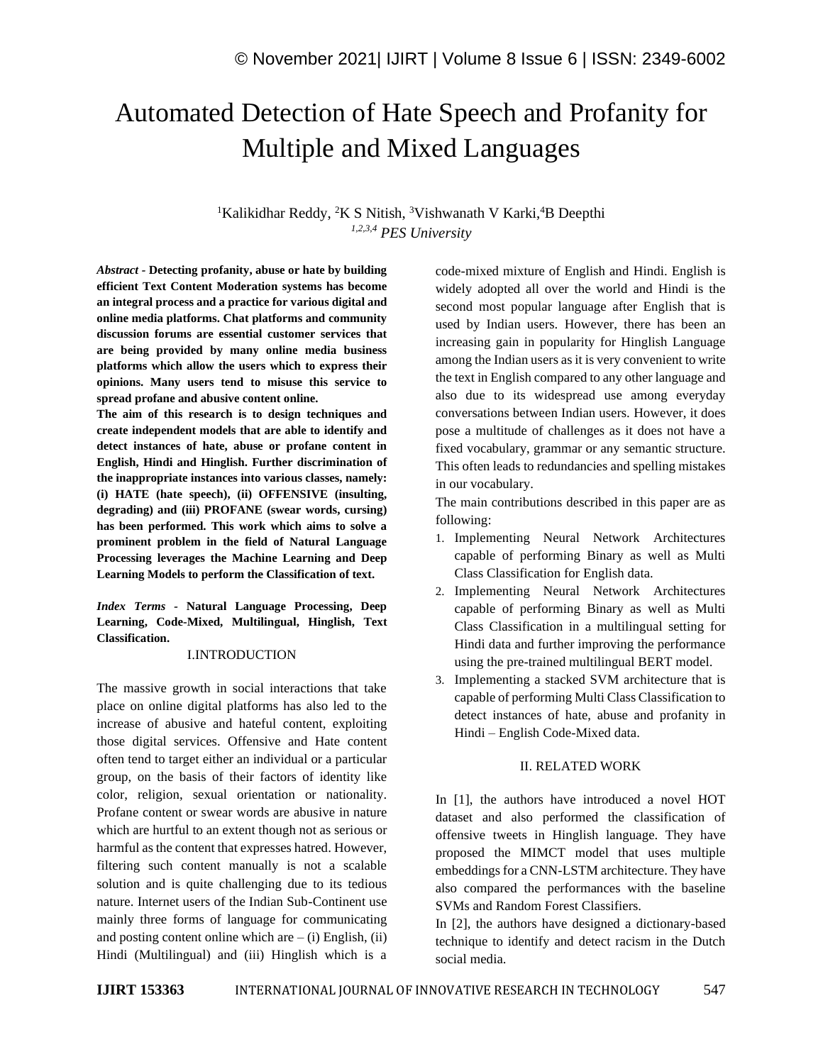# Automated Detection of Hate Speech and Profanity for Multiple and Mixed Languages

[1]Kalikidhar Reddy, [2]K S Nitish, [3]Vishwanath V Karki,[4]B Deepthi

*[1,2,3,4] PES University*

***Abstract* - Detecting profanity, abuse or hate by building efficient Text Content Moderation systems has become an integral process and a practice for various digital and online media platforms. Chat platforms and community discussion forums are essential customer services that are being provided by many online media business platforms which allow the users which to express their opinions. Many users tend to misuse this service to spread profane and abusive content online.**

**The aim of this research is to design techniques and create independent models that are able to identify and detect instances of hate, abuse or profane content in English, Hindi and Hinglish. Further discrimination of the inappropriate instances into various classes, namely: (i) HATE (hate speech), (ii) OFFENSIVE (insulting, degrading) and (iii) PROFANE (swear words, cursing) has been performed. This work which aims to solve a prominent problem in the field of Natural Language Processing leverages the Machine Learning and Deep Learning Models to perform the Classification of text.**

***Index Terms* - Natural Language Processing, Deep Learning, Code-Mixed, Multilingual, Hinglish, Text Classification.**

## I.INTRODUCTION

The massive growth in social interactions that take place on online digital platforms has also led to the increase of abusive and hateful content, exploiting those digital services. Offensive and Hate content often tend to target either an individual or a particular group, on the basis of their factors of identity like color, religion, sexual orientation or nationality. Profane content or swear words are abusive in nature which are hurtful to an extent though not as serious or harmful as the content that expresses hatred. However, filtering such content manually is not a scalable solution and is quite challenging due to its tedious nature. Internet users of the Indian Sub-Continent use mainly three forms of language for communicating and posting content online which are – (i) English, (ii) Hindi (Multilingual) and (iii) Hinglish which is a code-mixed mixture of English and Hindi. English is widely adopted all over the world and Hindi is the second most popular language after English that is used by Indian users. However, there has been an increasing gain in popularity for Hinglish Language among the Indian users as it is very convenient to write the text in English compared to any other language and also due to its widespread use among everyday conversations between Indian users. However, it does pose a multitude of challenges as it does not have a fixed vocabulary, grammar or any semantic structure. This often leads to redundancies and spelling mistakes in our vocabulary.

The main contributions described in this paper are as following:

1. Implementing Neural Network Architectures capable of performing Binary as well as Multi Class Classification for English data.
2. Implementing Neural Network Architectures capable of performing Binary as well as Multi Class Classification in a multilingual setting for Hindi data and further improving the performance using the pre-trained multilingual BERT model.
3. Implementing a stacked SVM architecture that is capable of performing Multi Class Classification to detect instances of hate, abuse and profanity in Hindi – English Code-Mixed data.

## II. RELATED WORK

In [1], the authors have introduced a novel HOT dataset and also performed the classification of offensive tweets in Hinglish language. They have proposed the MIMCT model that uses multiple embeddings for a CNN-LSTM architecture. They have also compared the performances with the baseline SVMs and Random Forest Classifiers.

In [2], the authors have designed a dictionary-based technique to identify and detect racism in the Dutch social media.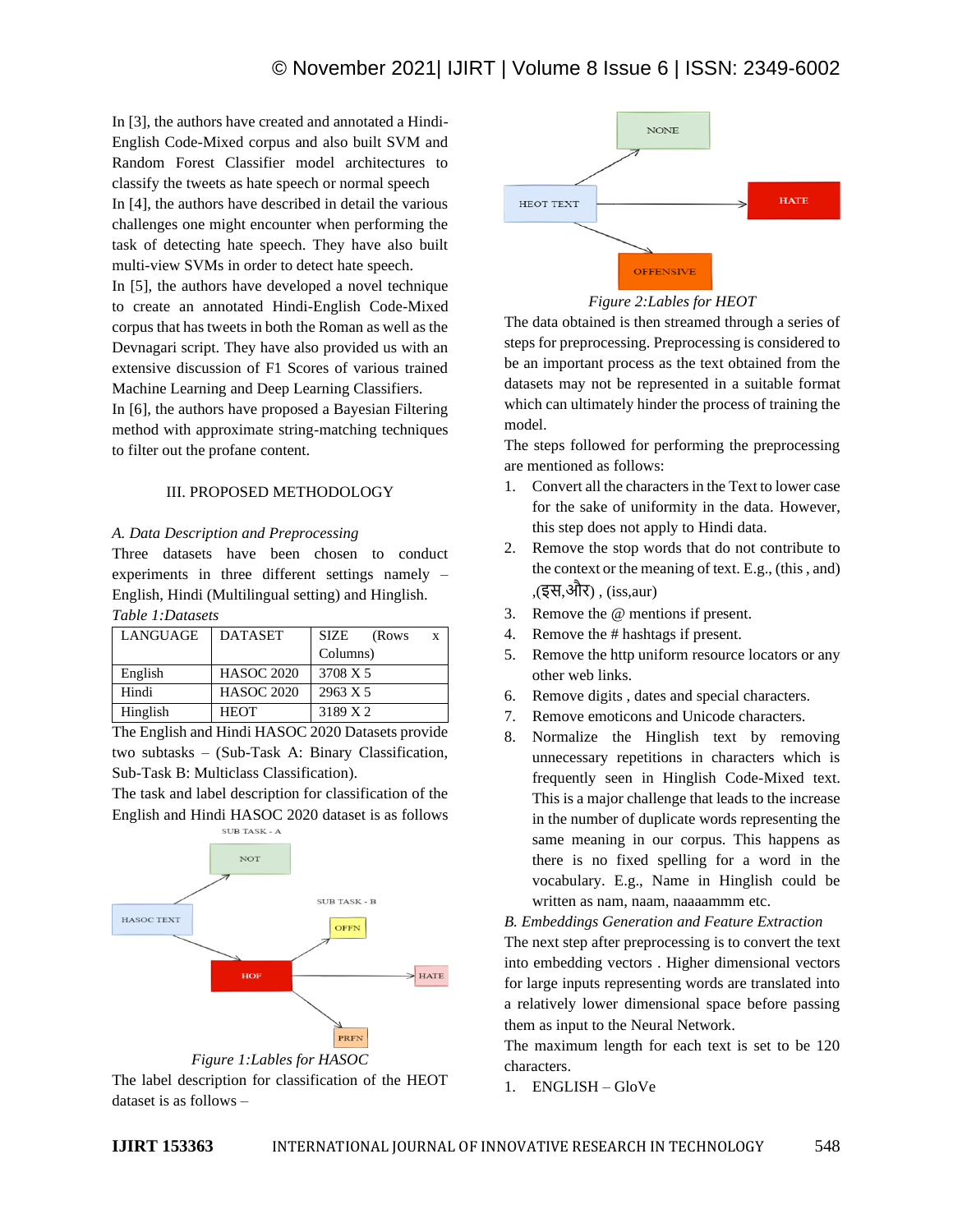In [3], the authors have created and annotated a Hindi-English Code-Mixed corpus and also built SVM and Random Forest Classifier model architectures to classify the tweets as hate speech or normal speech

In [4], the authors have described in detail the various challenges one might encounter when performing the task of detecting hate speech. They have also built multi-view SVMs in order to detect hate speech.

In [5], the authors have developed a novel technique to create an annotated Hindi-English Code-Mixed corpus that has tweets in both the Roman as well as the Devnagari script. They have also provided us with an extensive discussion of F1 Scores of various trained Machine Learning and Deep Learning Classifiers.

In [6], the authors have proposed a Bayesian Filtering method with approximate string-matching techniques to filter out the profane content.

## III. PROPOSED METHODOLOGY

### *A. Data Description and Preprocessing*

Three datasets have been chosen to conduct experiments in three different settings namely – English, Hindi (Multilingual setting) and Hinglish.

*Table 1:Datasets*

| LANGUAGE | DATASET | SIZE (Rows x Columns) |
|---|---|---|
| English | HASOC 2020 | 3708 X 5 |
| Hindi | HASOC 2020 | 2963 X 5 |
| Hinglish | HEOT | 3189 X 2 |

The English and Hindi HASOC 2020 Datasets provide two subtasks – (Sub-Task A: Binary Classification, Sub-Task B: Multiclass Classification).

The task and label description for classification of the English and Hindi HASOC 2020 dataset is as follows

SUB TASK - A

NOT

HASOC TEXT

SUB TASK - B

OFFN

HOF

HATE

PRFN

*Figure 1:Lables for HASOC*

The label description for classification of the HEOT dataset is as follows –

NONE

HEOT TEXT

HATE

OFFENSIVE

*Figure 2:Lables for HEOT*

The data obtained is then streamed through a series of steps for preprocessing. Preprocessing is considered to be an important process as the text obtained from the datasets may not be represented in a suitable format which can ultimately hinder the process of training the model.

The steps followed for performing the preprocessing are mentioned as follows:

1. Convert all the characters in the Text to lower case for the sake of uniformity in the data. However, this step does not apply to Hindi data.
2. Remove the stop words that do not contribute to the context or the meaning of text. E.g., (this , and) ,(इस,और) , (iss,aur)
3. Remove the @ mentions if present.
4. Remove the # hashtags if present.
5. Remove the http uniform resource locators or any other web links.
6. Remove digits , dates and special characters.
7. Remove emoticons and Unicode characters.
8. Normalize the Hinglish text by removing unnecessary repetitions in characters which is frequently seen in Hinglish Code-Mixed text. This is a major challenge that leads to the increase in the number of duplicate words representing the same meaning in our corpus. This happens as there is no fixed spelling for a word in the vocabulary. E.g., Name in Hinglish could be written as nam, naam, naaaammm etc.

### *B. Embeddings Generation and Feature Extraction*

The next step after preprocessing is to convert the text into embedding vectors . Higher dimensional vectors for large inputs representing words are translated into a relatively lower dimensional space before passing them as input to the Neural Network.

The maximum length for each text is set to be 120 characters.

1. ENGLISH – GloVe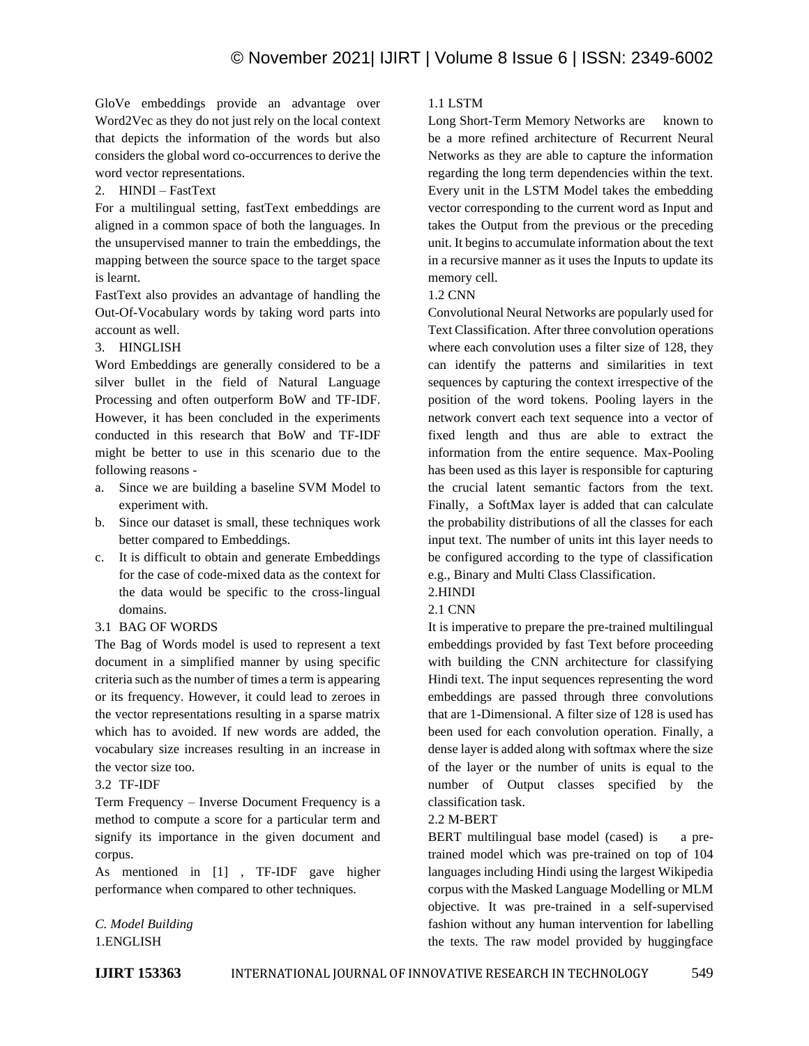GloVe embeddings provide an advantage over Word2Vec as they do not just rely on the local context that depicts the information of the words but also considers the global word co-occurrences to derive the word vector representations.

2. HINDI – FastText

For a multilingual setting, fastText embeddings are aligned in a common space of both the languages. In the unsupervised manner to train the embeddings, the mapping between the source space to the target space is learnt.

FastText also provides an advantage of handling the Out-Of-Vocabulary words by taking word parts into account as well.

3. HINGLISH

Word Embeddings are generally considered to be a silver bullet in the field of Natural Language Processing and often outperform BoW and TF-IDF. However, it has been concluded in the experiments conducted in this research that BoW and TF-IDF might be better to use in this scenario due to the following reasons -

a. Since we are building a baseline SVM Model to experiment with.
b. Since our dataset is small, these techniques work better compared to Embeddings.
c. It is difficult to obtain and generate Embeddings for the case of code-mixed data as the context for the data would be specific to the cross-lingual domains.

3.1 BAG OF WORDS

The Bag of Words model is used to represent a text document in a simplified manner by using specific criteria such as the number of times a term is appearing or its frequency. However, it could lead to zeroes in the vector representations resulting in a sparse matrix which has to avoided. If new words are added, the vocabulary size increases resulting in an increase in the vector size too.

3.2 TF-IDF

Term Frequency – Inverse Document Frequency is a method to compute a score for a particular term and signify its importance in the given document and corpus.

As mentioned in [1] , TF-IDF gave higher performance when compared to other techniques.

*C. Model Building*

1.ENGLISH

1.1 LSTM

Long Short-Term Memory Networks are known to be a more refined architecture of Recurrent Neural Networks as they are able to capture the information regarding the long term dependencies within the text. Every unit in the LSTM Model takes the embedding vector corresponding to the current word as Input and takes the Output from the previous or the preceding unit. It begins to accumulate information about the text in a recursive manner as it uses the Inputs to update its memory cell.

1.2 CNN

Convolutional Neural Networks are popularly used for Text Classification. After three convolution operations where each convolution uses a filter size of 128, they can identify the patterns and similarities in text sequences by capturing the context irrespective of the position of the word tokens. Pooling layers in the network convert each text sequence into a vector of fixed length and thus are able to extract the information from the entire sequence. Max-Pooling has been used as this layer is responsible for capturing the crucial latent semantic factors from the text. Finally, a SoftMax layer is added that can calculate the probability distributions of all the classes for each input text. The number of units int this layer needs to be configured according to the type of classification e.g., Binary and Multi Class Classification.

2.HINDI

2.1 CNN

It is imperative to prepare the pre-trained multilingual embeddings provided by fast Text before proceeding with building the CNN architecture for classifying Hindi text. The input sequences representing the word embeddings are passed through three convolutions that are 1-Dimensional. A filter size of 128 is used has been used for each convolution operation. Finally, a dense layer is added along with softmax where the size of the layer or the number of units is equal to the number of Output classes specified by the classification task.

2.2 M-BERT

BERT multilingual base model (cased) is a pre-trained model which was pre-trained on top of 104 languages including Hindi using the largest Wikipedia corpus with the Masked Language Modelling or MLM objective. It was pre-trained in a self-supervised fashion without any human intervention for labelling the texts. The raw model provided by huggingface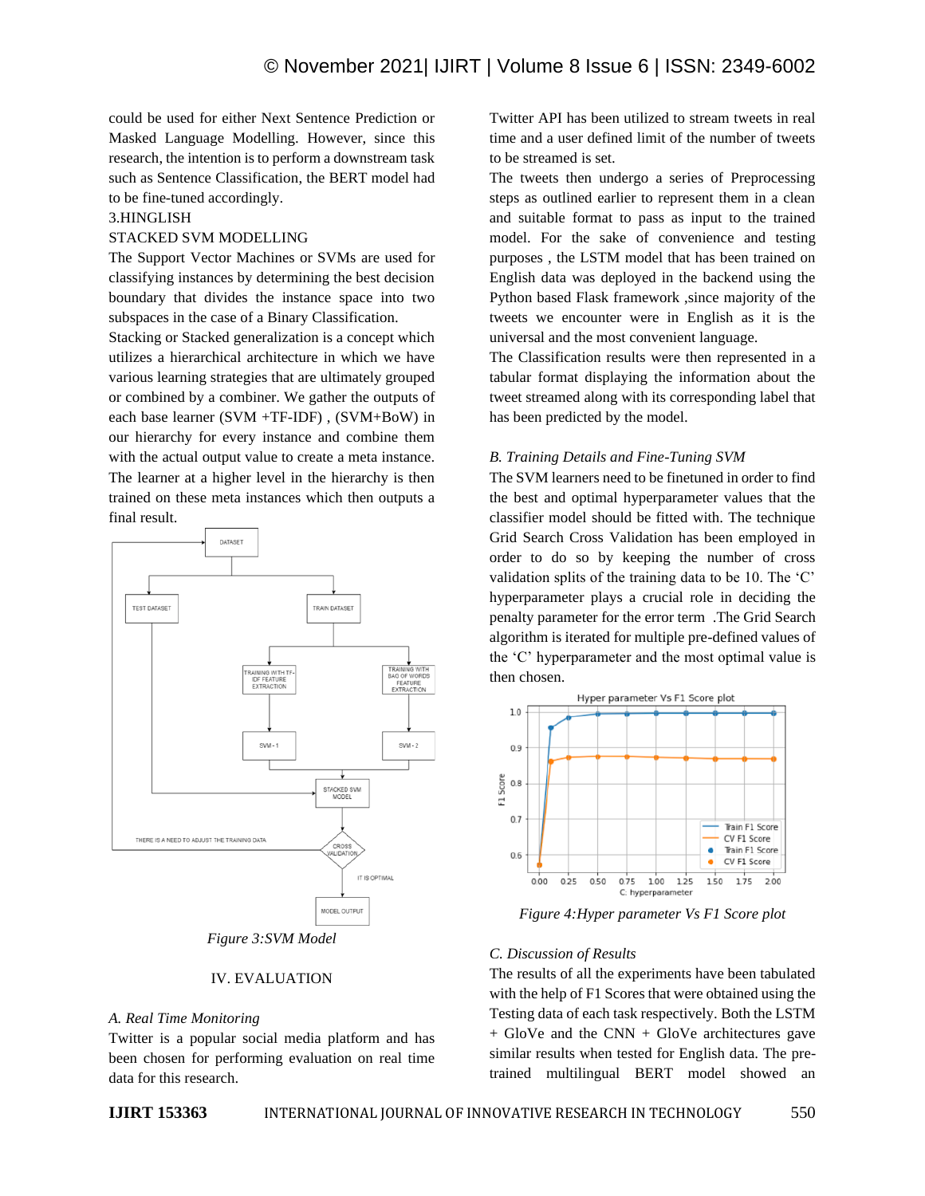could be used for either Next Sentence Prediction or Masked Language Modelling. However, since this research, the intention is to perform a downstream task such as Sentence Classification, the BERT model had to be fine-tuned accordingly.

3.HINGLISH

STACKED SVM MODELLING

The Support Vector Machines or SVMs are used for classifying instances by determining the best decision boundary that divides the instance space into two subspaces in the case of a Binary Classification.

Stacking or Stacked generalization is a concept which utilizes a hierarchical architecture in which we have various learning strategies that are ultimately grouped or combined by a combiner. We gather the outputs of each base learner (SVM +TF-IDF) , (SVM+BoW) in our hierarchy for every instance and combine them with the actual output value to create a meta instance. The learner at a higher level in the hierarchy is then trained on these meta instances which then outputs a final result.

*Figure 3:SVM Model*

## IV. EVALUATION

### *A. Real Time Monitoring*

Twitter is a popular social media platform and has been chosen for performing evaluation on real time data for this research.

Twitter API has been utilized to stream tweets in real time and a user defined limit of the number of tweets to be streamed is set.

The tweets then undergo a series of Preprocessing steps as outlined earlier to represent them in a clean and suitable format to pass as input to the trained model. For the sake of convenience and testing purposes , the LSTM model that has been trained on English data was deployed in the backend using the Python based Flask framework ,since majority of the tweets we encounter were in English as it is the universal and the most convenient language.

The Classification results were then represented in a tabular format displaying the information about the tweet streamed along with its corresponding label that has been predicted by the model.

### *B. Training Details and Fine-Tuning SVM*

The SVM learners need to be finetuned in order to find the best and optimal hyperparameter values that the classifier model should be fitted with. The technique Grid Search Cross Validation has been employed in order to do so by keeping the number of cross validation splits of the training data to be 10. The 'C' hyperparameter plays a crucial role in deciding the penalty parameter for the error term .The Grid Search algorithm is iterated for multiple pre-defined values of the 'C' hyperparameter and the most optimal value is then chosen.

*Figure 4:Hyper parameter Vs F1 Score plot*

### *C. Discussion of Results*

The results of all the experiments have been tabulated with the help of F1 Scores that were obtained using the Testing data of each task respectively. Both the LSTM + GloVe and the CNN + GloVe architectures gave similar results when tested for English data. The pre-trained multilingual BERT model showed an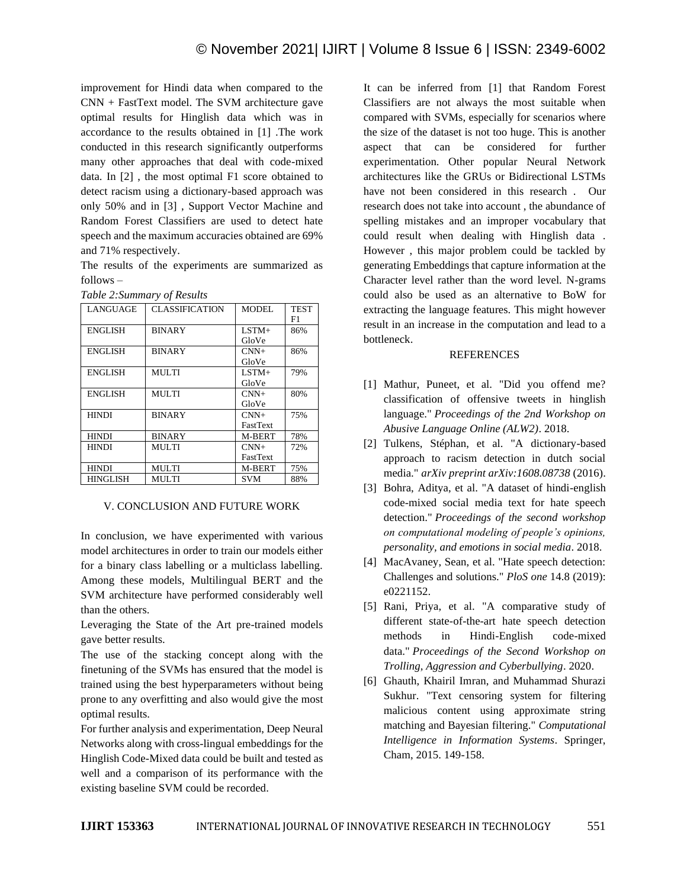improvement for Hindi data when compared to the CNN + FastText model. The SVM architecture gave optimal results for Hinglish data which was in accordance to the results obtained in [1] .The work conducted in this research significantly outperforms many other approaches that deal with code-mixed data. In [2] , the most optimal F1 score obtained to detect racism using a dictionary-based approach was only 50% and in [3] , Support Vector Machine and Random Forest Classifiers are used to detect hate speech and the maximum accuracies obtained are 69% and 71% respectively.

The results of the experiments are summarized as follows –

*Table 2:Summary of Results*

| LANGUAGE | CLASSIFICATION | MODEL | TEST F1 |
|---|---|---|---|
| ENGLISH | BINARY | LSTM+ GloVe | 86% |
| ENGLISH | BINARY | CNN+ GloVe | 86% |
| ENGLISH | MULTI | LSTM+ GloVe | 79% |
| ENGLISH | MULTI | CNN+ GloVe | 80% |
| HINDI | BINARY | CNN+ FastText | 75% |
| HINDI | BINARY | M-BERT | 78% |
| HINDI | MULTI | CNN+ FastText | 72% |
| HINDI | MULTI | M-BERT | 75% |
| HINGLISH | MULTI | SVM | 88% |

## V. CONCLUSION AND FUTURE WORK

In conclusion, we have experimented with various model architectures in order to train our models either for a binary class labelling or a multiclass labelling. Among these models, Multilingual BERT and the SVM architecture have performed considerably well than the others.

Leveraging the State of the Art pre-trained models gave better results.

The use of the stacking concept along with the finetuning of the SVMs has ensured that the model is trained using the best hyperparameters without being prone to any overfitting and also would give the most optimal results.

For further analysis and experimentation, Deep Neural Networks along with cross-lingual embeddings for the Hinglish Code-Mixed data could be built and tested as well and a comparison of its performance with the existing baseline SVM could be recorded.

It can be inferred from [1] that Random Forest Classifiers are not always the most suitable when compared with SVMs, especially for scenarios where the size of the dataset is not too huge. This is another aspect that can be considered for further experimentation. Other popular Neural Network architectures like the GRUs or Bidirectional LSTMs have not been considered in this research . Our research does not take into account , the abundance of spelling mistakes and an improper vocabulary that could result when dealing with Hinglish data . However , this major problem could be tackled by generating Embeddings that capture information at the Character level rather than the word level. N-grams could also be used as an alternative to BoW for extracting the language features. This might however result in an increase in the computation and lead to a bottleneck.

## REFERENCES

[1] Mathur, Puneet, et al. "Did you offend me? classification of offensive tweets in hinglish language." *Proceedings of the 2nd Workshop on Abusive Language Online (ALW2)*. 2018.

[2] Tulkens, Stéphan, et al. "A dictionary-based approach to racism detection in dutch social media." *arXiv preprint arXiv:1608.08738* (2016).

[3] Bohra, Aditya, et al. "A dataset of hindi-english code-mixed social media text for hate speech detection." *Proceedings of the second workshop on computational modeling of people's opinions, personality, and emotions in social media*. 2018.

[4] MacAvaney, Sean, et al. "Hate speech detection: Challenges and solutions." *PloS one* 14.8 (2019): e0221152.

[5] Rani, Priya, et al. "A comparative study of different state-of-the-art hate speech detection methods in Hindi-English code-mixed data." *Proceedings of the Second Workshop on Trolling, Aggression and Cyberbullying*. 2020.

[6] Ghauth, Khairil Imran, and Muhammad Shurazi Sukhur. "Text censoring system for filtering malicious content using approximate string matching and Bayesian filtering." *Computational Intelligence in Information Systems*. Springer, Cham, 2015. 149-158.